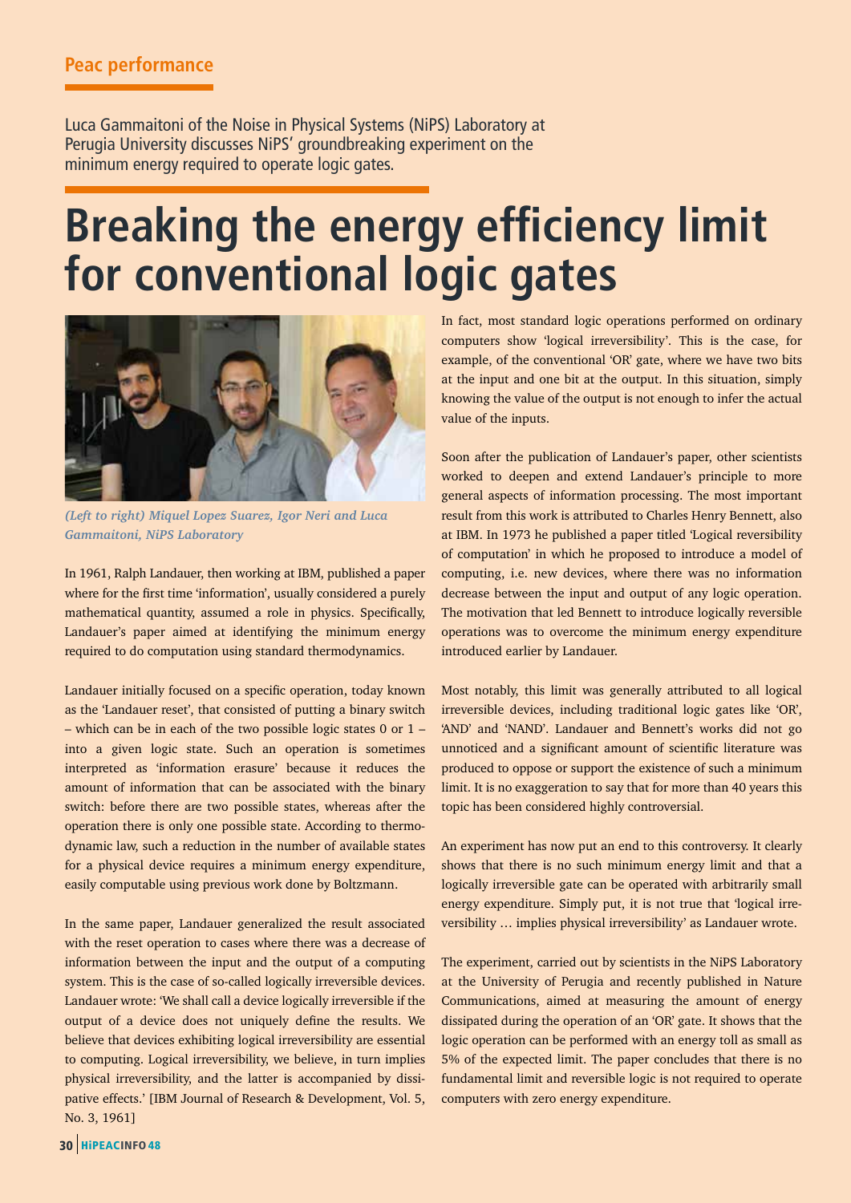Peac performance

Luca Gammaitoni of the Noise in Physical Systems (NiPS) Laboratory at Perugia University discusses NiPS' groundbreaking experiment on the minimum energy required to operate logic gates.

# Breaking the energy efficiency limit for conventional logic gates

*(Left to right) Miquel Lopez Suarez, Igor Neri and Luca Gammaitoni, NiPS Laboratory*

In 1961, Ralph Landauer, then working at IBM, published a paper where for the first time 'information', usually considered a purely mathematical quantity, assumed a role in physics. Specifically, Landauer's paper aimed at identifying the minimum energy required to do computation using standard thermodynamics.

Landauer initially focused on a specific operation, today known as the 'Landauer reset', that consisted of putting a binary switch – which can be in each of the two possible logic states 0 or 1 – into a given logic state. Such an operation is sometimes interpreted as 'information erasure' because it reduces the amount of information that can be associated with the binary switch: before there are two possible states, whereas after the operation there is only one possible state. According to thermodynamic law, such a reduction in the number of available states for a physical device requires a minimum energy expenditure, easily computable using previous work done by Boltzmann.

In the same paper, Landauer generalized the result associated with the reset operation to cases where there was a decrease of information between the input and the output of a computing system. This is the case of so-called logically irreversible devices. Landauer wrote: 'We shall call a device logically irreversible if the output of a device does not uniquely define the results. We believe that devices exhibiting logical irreversibility are essential to computing. Logical irreversibility, we believe, in turn implies physical irreversibility, and the latter is accompanied by dissipative effects.' [IBM Journal of Research & Development, Vol. 5, No. 3, 1961]

In fact, most standard logic operations performed on ordinary computers show 'logical irreversibility'. This is the case, for example, of the conventional 'OR' gate, where we have two bits at the input and one bit at the output. In this situation, simply knowing the value of the output is not enough to infer the actual value of the inputs.

Soon after the publication of Landauer's paper, other scientists worked to deepen and extend Landauer's principle to more general aspects of information processing. The most important result from this work is attributed to Charles Henry Bennett, also at IBM. In 1973 he published a paper titled 'Logical reversibility of computation' in which he proposed to introduce a model of computing, i.e. new devices, where there was no information decrease between the input and output of any logic operation. The motivation that led Bennett to introduce logically reversible operations was to overcome the minimum energy expenditure introduced earlier by Landauer.

Most notably, this limit was generally attributed to all logical irreversible devices, including traditional logic gates like 'OR', 'AND' and 'NAND'. Landauer and Bennett's works did not go unnoticed and a significant amount of scientific literature was produced to oppose or support the existence of such a minimum limit. It is no exaggeration to say that for more than 40 years this topic has been considered highly controversial.

An experiment has now put an end to this controversy. It clearly shows that there is no such minimum energy limit and that a logically irreversible gate can be operated with arbitrarily small energy expenditure. Simply put, it is not true that 'logical irreversibility … implies physical irreversibility' as Landauer wrote.

The experiment, carried out by scientists in the NiPS Laboratory at the University of Perugia and recently published in Nature Communications, aimed at measuring the amount of energy dissipated during the operation of an 'OR' gate. It shows that the logic operation can be performed with an energy toll as small as 5% of the expected limit. The paper concludes that there is no fundamental limit and reversible logic is not required to operate computers with zero energy expenditure.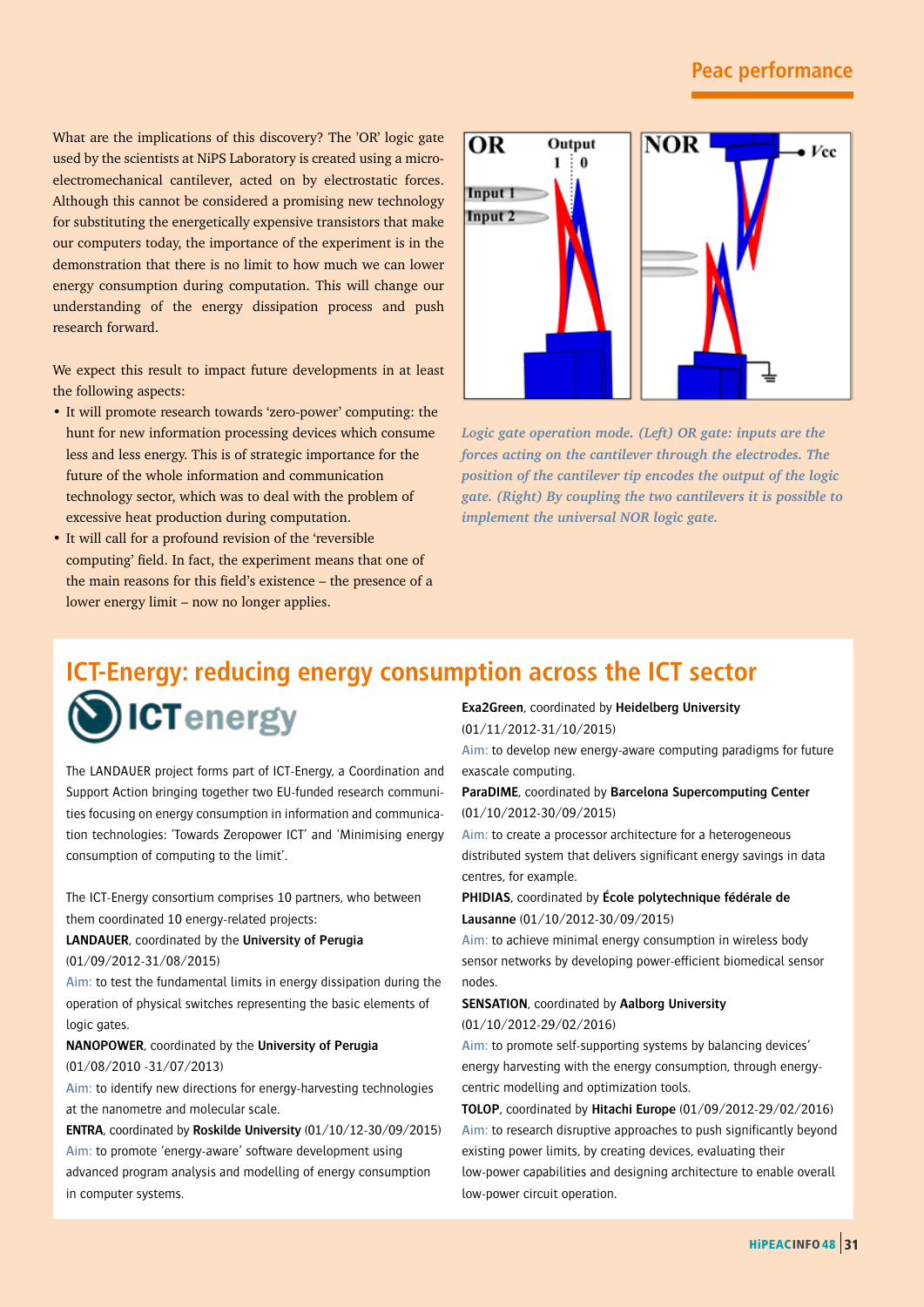What are the implications of this discovery? The 'OR' logic gate used by the scientists at NiPS Laboratory is created using a micro-electromechanical cantilever, acted on by electrostatic forces. Although this cannot be considered a promising new technology for substituting the energetically expensive transistors that make our computers today, the importance of the experiment is in the demonstration that there is no limit to how much we can lower energy consumption during computation. This will change our understanding of the energy dissipation process and push research forward.

We expect this result to impact future developments in at least the following aspects:

- It will promote research towards 'zero-power' computing: the hunt for new information processing devices which consume less and less energy. This is of strategic importance for the future of the whole information and communication technology sector, which was to deal with the problem of excessive heat production during computation.
- It will call for a profound revision of the 'reversible computing' field. In fact, the experiment means that one of the main reasons for this field's existence – the presence of a lower energy limit – now no longer applies.

*Logic gate operation mode. (Left) OR gate: inputs are the forces acting on the cantilever through the electrodes. The position of the cantilever tip encodes the output of the logic gate. (Right) By coupling the two cantilevers it is possible to implement the universal NOR logic gate.*

## ICT-Energy: reducing energy consumption across the ICT sector

The LANDAUER project forms part of ICT-Energy, a Coordination and Support Action bringing together two EU-funded research communities focusing on energy consumption in information and communication technologies: 'Towards Zeropower ICT' and 'Minimising energy consumption of computing to the limit'.

The ICT-Energy consortium comprises 10 partners, who between them coordinated 10 energy-related projects:

**LANDAUER**, coordinated by the **University of Perugia** (01/09/2012-31/08/2015)
Aim: to test the fundamental limits in energy dissipation during the operation of physical switches representing the basic elements of logic gates.

**NANOPOWER**, coordinated by the **University of Perugia** (01/08/2010 -31/07/2013)
Aim: to identify new directions for energy-harvesting technologies at the nanometre and molecular scale.

**ENTRA**, coordinated by **Roskilde University** (01/10/12-30/09/2015)
Aim: to promote 'energy-aware' software development using advanced program analysis and modelling of energy consumption in computer systems.

**Exa2Green**, coordinated by **Heidelberg University** (01/11/2012-31/10/2015)
Aim: to develop new energy-aware computing paradigms for future exascale computing.

**ParaDIME**, coordinated by **Barcelona Supercomputing Center** (01/10/2012-30/09/2015)
Aim: to create a processor architecture for a heterogeneous distributed system that delivers significant energy savings in data centres, for example.

**PHIDIAS**, coordinated by **École polytechnique fédérale de Lausanne** (01/10/2012-30/09/2015)
Aim: to achieve minimal energy consumption in wireless body sensor networks by developing power-efficient biomedical sensor nodes.

**SENSATION**, coordinated by **Aalborg University** (01/10/2012-29/02/2016)
Aim: to promote self-supporting systems by balancing devices' energy harvesting with the energy consumption, through energy-centric modelling and optimization tools.

**TOLOP**, coordinated by **Hitachi Europe** (01/09/2012-29/02/2016)
Aim: to research disruptive approaches to push significantly beyond existing power limits, by creating devices, evaluating their low-power capabilities and designing architecture to enable overall low-power circuit operation.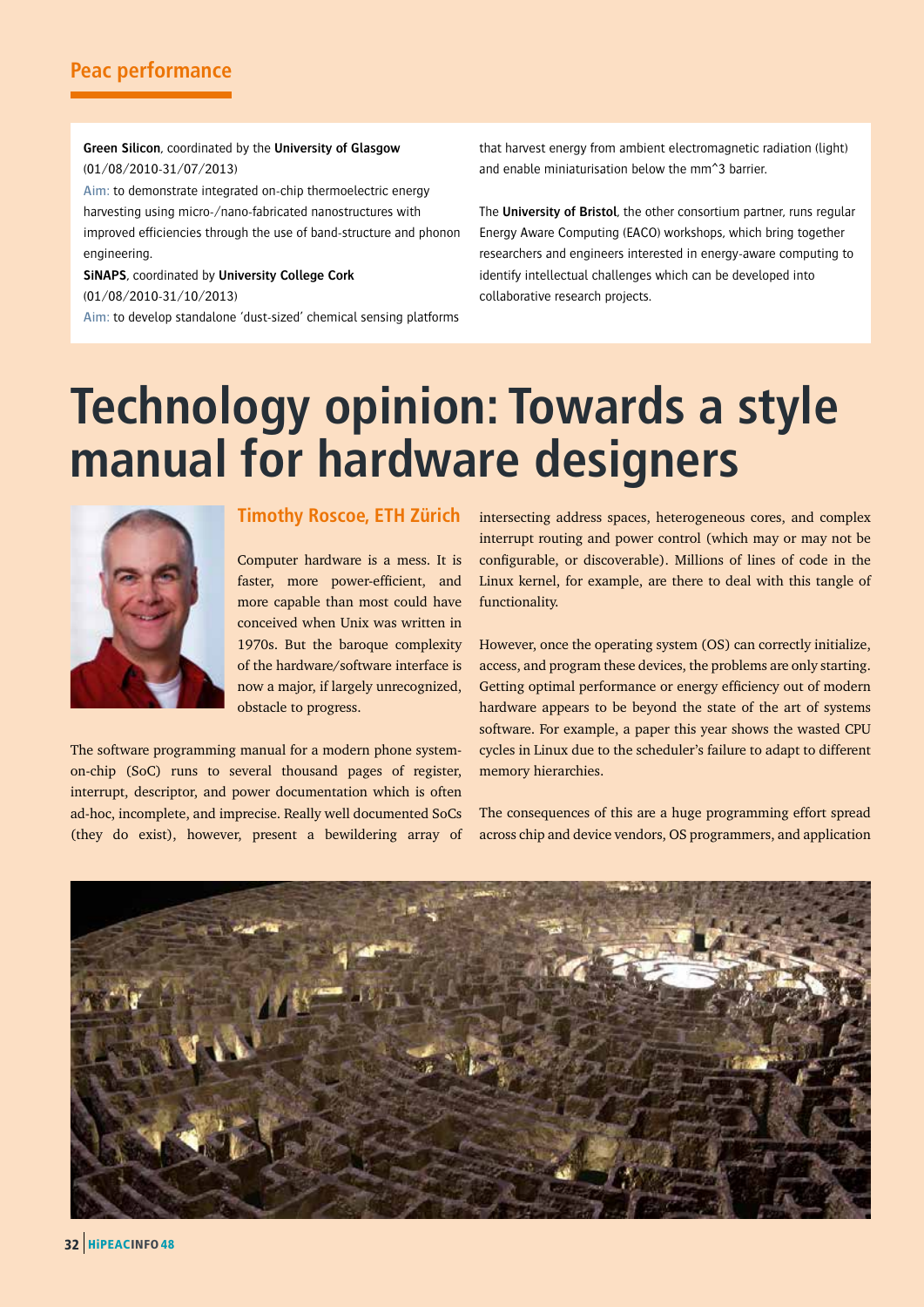**Green Silicon**, coordinated by the **University of Glasgow** (01/08/2010-31/07/2013)

Aim: to demonstrate integrated on-chip thermoelectric energy harvesting using micro-/nano-fabricated nanostructures with improved efficiencies through the use of band-structure and phonon engineering.

**SiNAPS**, coordinated by **University College Cork** (01/08/2010-31/10/2013)

Aim: to develop standalone 'dust-sized' chemical sensing platforms that harvest energy from ambient electromagnetic radiation (light) and enable miniaturisation below the mm^3 barrier.

The **University of Bristol**, the other consortium partner, runs regular Energy Aware Computing (EACO) workshops, which bring together researchers and engineers interested in energy-aware computing to identify intellectual challenges which can be developed into collaborative research projects.

# Technology opinion: Towards a style manual for hardware designers

## Timothy Roscoe, ETH Zürich

Computer hardware is a mess. It is faster, more power-efficient, and more capable than most could have conceived when Unix was written in 1970s. But the baroque complexity of the hardware/software interface is now a major, if largely unrecognized, obstacle to progress.

The software programming manual for a modern phone system-on-chip (SoC) runs to several thousand pages of register, interrupt, descriptor, and power documentation which is often ad-hoc, incomplete, and imprecise. Really well documented SoCs (they do exist), however, present a bewildering array of intersecting address spaces, heterogeneous cores, and complex interrupt routing and power control (which may or may not be configurable, or discoverable). Millions of lines of code in the Linux kernel, for example, are there to deal with this tangle of functionality.

However, once the operating system (OS) can correctly initialize, access, and program these devices, the problems are only starting. Getting optimal performance or energy efficiency out of modern hardware appears to be beyond the state of the art of systems software. For example, a paper this year shows the wasted CPU cycles in Linux due to the scheduler's failure to adapt to different memory hierarchies.

The consequences of this are a huge programming effort spread across chip and device vendors, OS programmers, and application